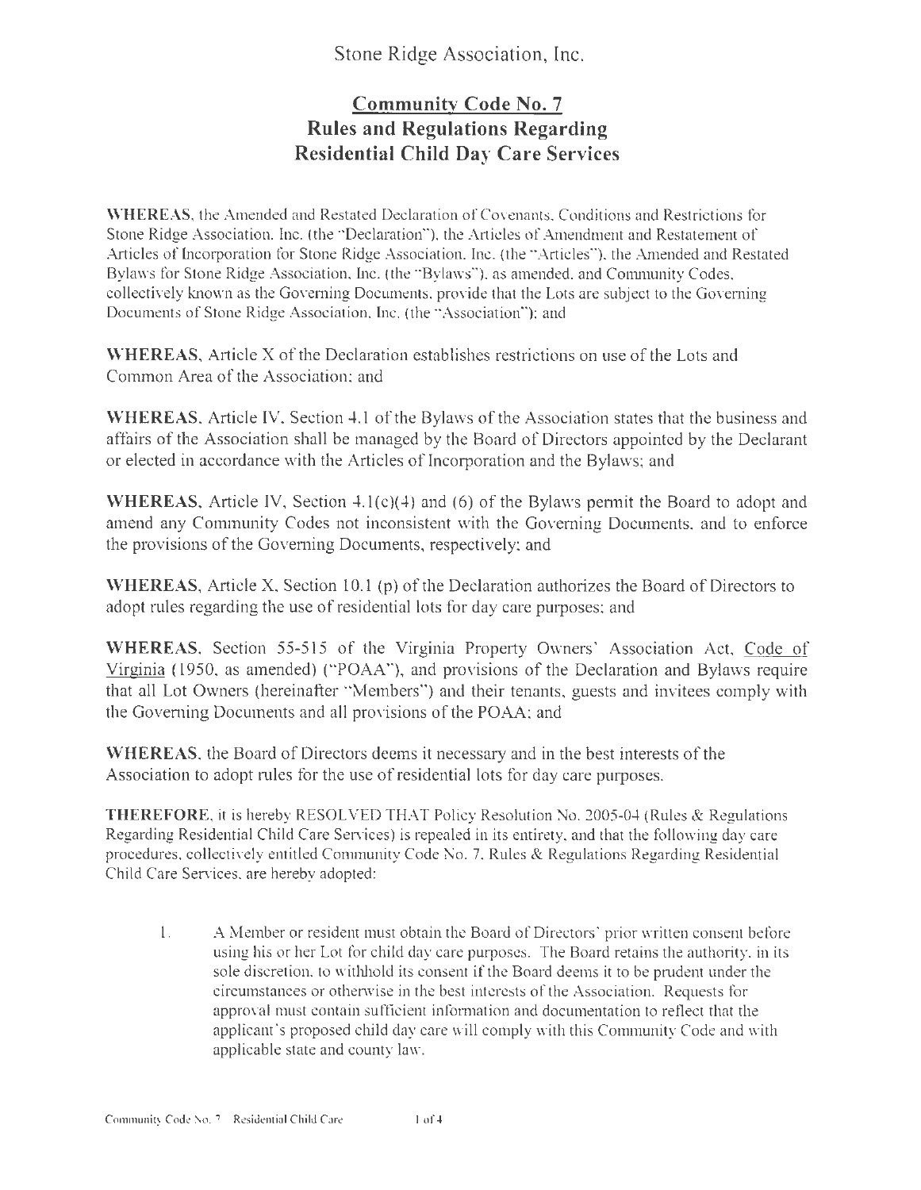Stone Ridge Association, Inc.

# Community Code No. 7
# Rules and Regulations Regarding Residential Child Day Care Services

**WHEREAS**, the Amended and Restated Declaration of Covenants, Conditions and Restrictions for Stone Ridge Association, Inc. (the "Declaration"), the Articles of Amendment and Restatement of Articles of Incorporation for Stone Ridge Association, Inc. (the "Articles"), the Amended and Restated Bylaws for Stone Ridge Association, Inc. (the "Bylaws"), as amended, and Community Codes, collectively known as the Governing Documents, provide that the Lots are subject to the Governing Documents of Stone Ridge Association, Inc. (the "Association"); and

**WHEREAS**, Article X of the Declaration establishes restrictions on use of the Lots and Common Area of the Association; and

**WHEREAS**, Article IV, Section 4.1 of the Bylaws of the Association states that the business and affairs of the Association shall be managed by the Board of Directors appointed by the Declarant or elected in accordance with the Articles of Incorporation and the Bylaws; and

**WHEREAS**, Article IV, Section 4.1(c)(4) and (6) of the Bylaws permit the Board to adopt and amend any Community Codes not inconsistent with the Governing Documents, and to enforce the provisions of the Governing Documents, respectively; and

**WHEREAS**, Article X, Section 10.1 (p) of the Declaration authorizes the Board of Directors to adopt rules regarding the use of residential lots for day care purposes; and

**WHEREAS**, Section 55-515 of the Virginia Property Owners' Association Act, Code of Virginia (1950, as amended) ("POAA"), and provisions of the Declaration and Bylaws require that all Lot Owners (hereinafter "Members") and their tenants, guests and invitees comply with the Governing Documents and all provisions of the POAA; and

**WHEREAS**, the Board of Directors deems it necessary and in the best interests of the Association to adopt rules for the use of residential lots for day care purposes.

**THEREFORE**, it is hereby RESOLVED THAT Policy Resolution No. 2005-04 (Rules & Regulations Regarding Residential Child Care Services) is repealed in its entirety, and that the following day care procedures, collectively entitled Community Code No. 7, Rules & Regulations Regarding Residential Child Care Services, are hereby adopted:

1. A Member or resident must obtain the Board of Directors' prior written consent before using his or her Lot for child day care purposes. The Board retains the authority, in its sole discretion, to withhold its consent if the Board deems it to be prudent under the circumstances or otherwise in the best interests of the Association. Requests for approval must contain sufficient information and documentation to reflect that the applicant's proposed child day care will comply with this Community Code and with applicable state and county law.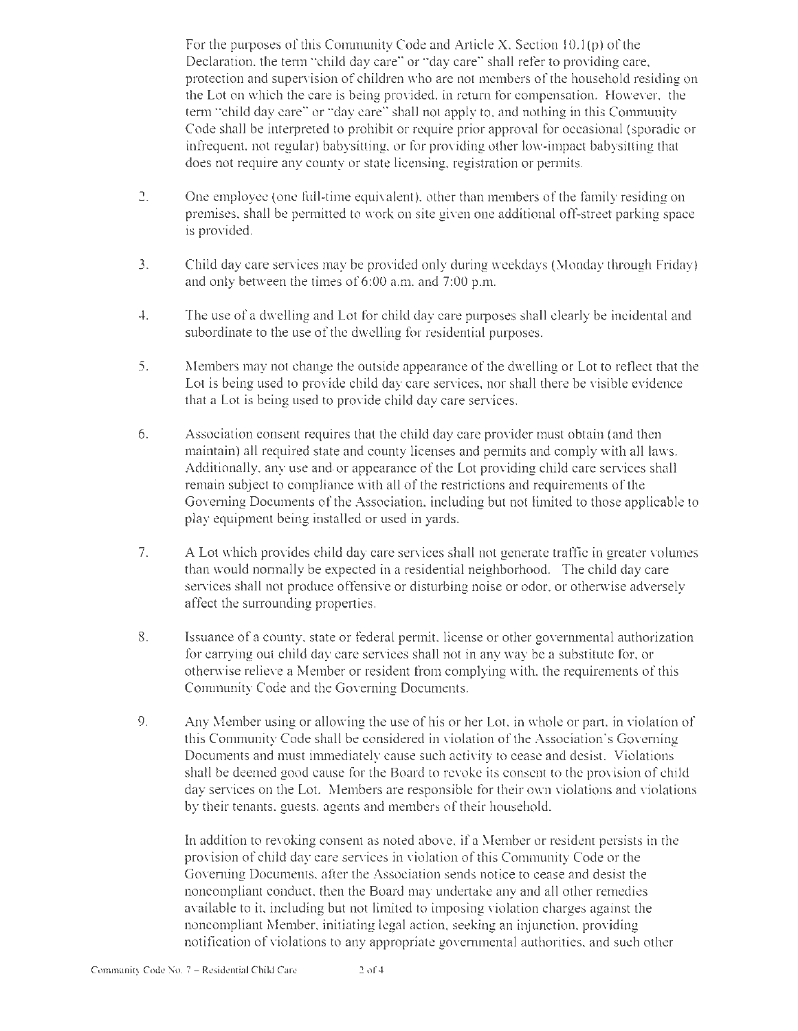For the purposes of this Community Code and Article X, Section 10.1(p) of the Declaration, the term "child day care" or "day care" shall refer to providing care, protection and supervision of children who are not members of the household residing on the Lot on which the care is being provided, in return for compensation. However, the term "child day care" or "day care" shall not apply to, and nothing in this Community Code shall be interpreted to prohibit or require prior approval for occasional (sporadic or infrequent, not regular) babysitting, or for providing other low-impact babysitting that does not require any county or state licensing, registration or permits.

2. One employee (one full-time equivalent), other than members of the family residing on premises, shall be permitted to work on site given one additional off-street parking space is provided.

3. Child day care services may be provided only during weekdays (Monday through Friday) and only between the times of 6:00 a.m. and 7:00 p.m.

4. The use of a dwelling and Lot for child day care purposes shall clearly be incidental and subordinate to the use of the dwelling for residential purposes.

5. Members may not change the outside appearance of the dwelling or Lot to reflect that the Lot is being used to provide child day care services, nor shall there be visible evidence that a Lot is being used to provide child day care services.

6. Association consent requires that the child day care provider must obtain (and then maintain) all required state and county licenses and permits and comply with all laws. Additionally, any use and/or appearance of the Lot providing child care services shall remain subject to compliance with all of the restrictions and requirements of the Governing Documents of the Association, including but not limited to those applicable to play equipment being installed or used in yards.

7. A Lot which provides child day care services shall not generate traffic in greater volumes than would normally be expected in a residential neighborhood. The child day care services shall not produce offensive or disturbing noise or odor, or otherwise adversely affect the surrounding properties.

8. Issuance of a county, state or federal permit, license or other governmental authorization for carrying out child day care services shall not in any way be a substitute for, or otherwise relieve a Member or resident from complying with, the requirements of this Community Code and the Governing Documents.

9. Any Member using or allowing the use of his or her Lot, in whole or part, in violation of this Community Code shall be considered in violation of the Association's Governing Documents and must immediately cause such activity to cease and desist. Violations shall be deemed good cause for the Board to revoke its consent to the provision of child day services on the Lot. Members are responsible for their own violations and violations by their tenants, guests, agents and members of their household.

   In addition to revoking consent as noted above, if a Member or resident persists in the provision of child day care services in violation of this Community Code or the Governing Documents, after the Association sends notice to cease and desist the noncompliant conduct, then the Board may undertake any and all other remedies available to it, including but not limited to imposing violation charges against the noncompliant Member, initiating legal action, seeking an injunction, providing notification of violations to any appropriate governmental authorities, and such other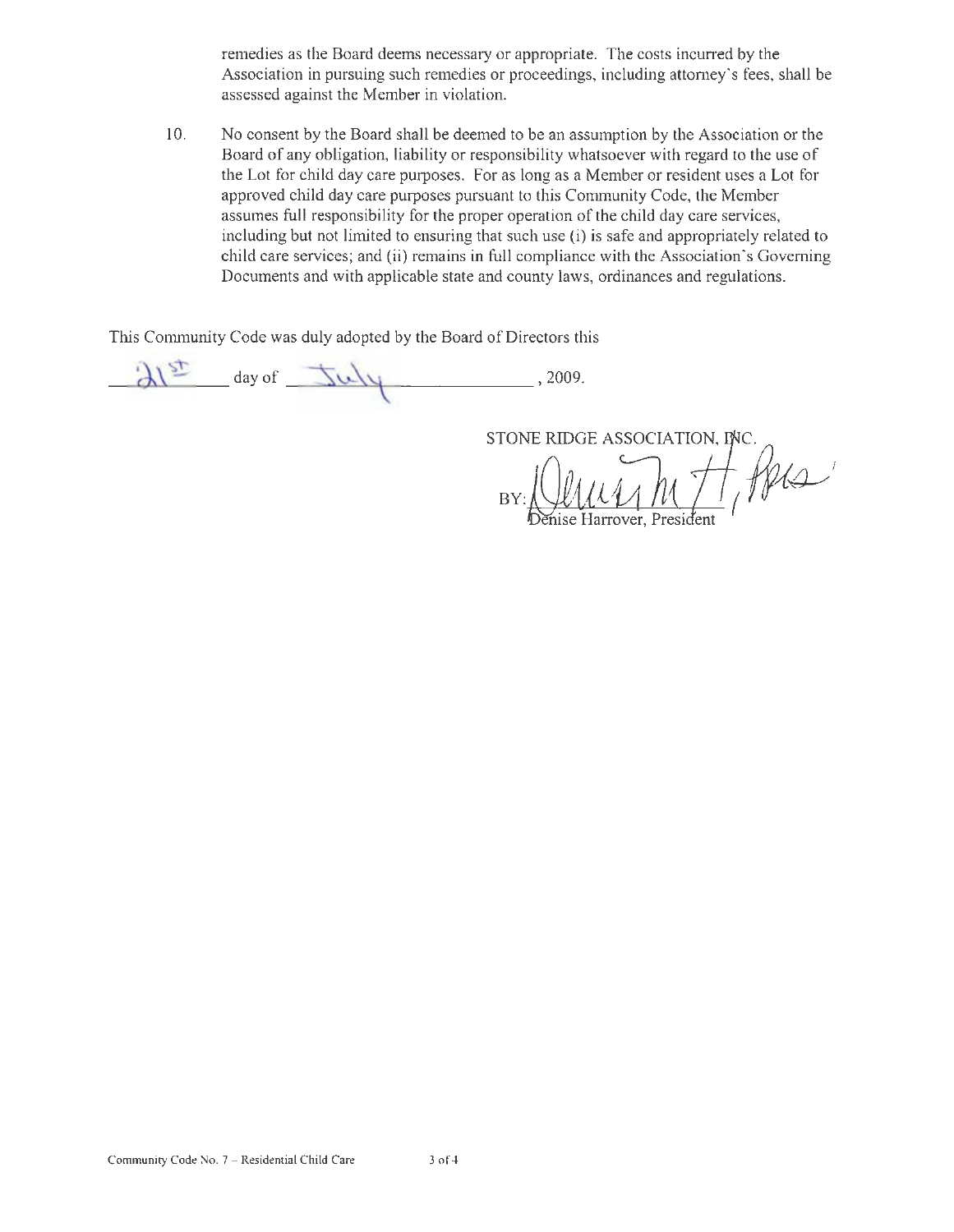remedies as the Board deems necessary or appropriate. The costs incurred by the Association in pursuing such remedies or proceedings, including attorney's fees, shall be assessed against the Member in violation.

10. No consent by the Board shall be deemed to be an assumption by the Association or the Board of any obligation, liability or responsibility whatsoever with regard to the use of the Lot for child day care purposes. For as long as a Member or resident uses a Lot for approved child day care purposes pursuant to this Community Code, the Member assumes full responsibility for the proper operation of the child day care services, including but not limited to ensuring that such use (i) is safe and appropriately related to child care services; and (ii) remains in full compliance with the Association's Governing Documents and with applicable state and county laws, ordinances and regulations.

This Community Code was duly adopted by the Board of Directors this

21st day of July, 2009.

STONE RIDGE ASSOCIATION, INC.

BY: Denise M. H, Pres

Denise Harrover, President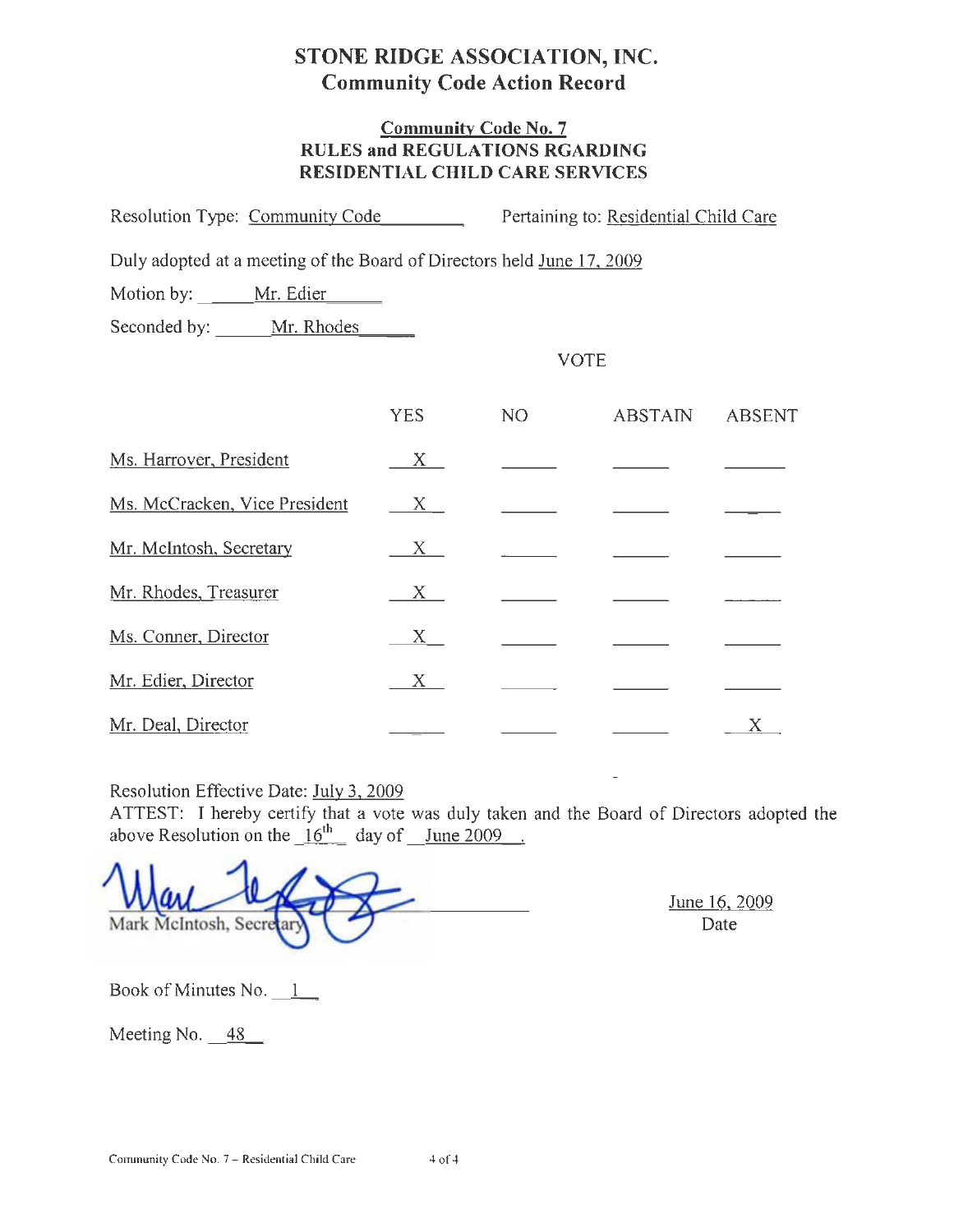# STONE RIDGE ASSOCIATION, INC.
## Community Code Action Record

### Community Code No. 7
### RULES and REGULATIONS RGARDING RESIDENTIAL CHILD CARE SERVICES

Resolution Type: Community Code Pertaining to: Residential Child Care

Duly adopted at a meeting of the Board of Directors held June 17, 2009

Motion by: Mr. Edier

Seconded by: Mr. Rhodes

| | VOTE | | | |
|---|---|---|---|---|
| | YES | NO | ABSTAIN | ABSENT |
| Ms. Harrover, President | X | | | |
| Ms. McCracken, Vice President | X | | | |
| Mr. McIntosh, Secretary | X | | | |
| Mr. Rhodes, Treasurer | X | | | |
| Ms. Conner, Director | X | | | |
| Mr. Edier, Director | X | | | |
| Mr. Deal, Director | | | | X |

Resolution Effective Date: July 3, 2009

ATTEST: I hereby certify that a vote was duly taken and the Board of Directors adopted the above Resolution on the 16th day of June 2009.

Mark McIntosh, Secretary

June 16, 2009
Date

Book of Minutes No. 1

Meeting No. 48